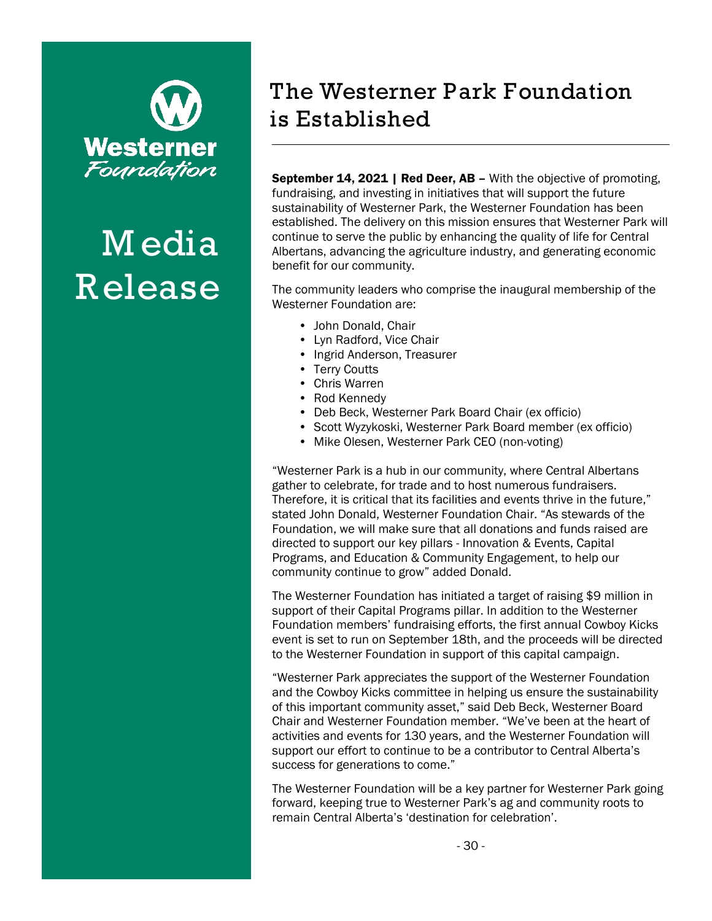Westerner Foundation

Media Release

# The Westerner Park Foundation is Established

**September 14, 2021 | Red Deer, AB –** With the objective of promoting, fundraising, and investing in initiatives that will support the future sustainability of Westerner Park, the Westerner Foundation has been established. The delivery on this mission ensures that Westerner Park will continue to serve the public by enhancing the quality of life for Central Albertans, advancing the agriculture industry, and generating economic benefit for our community.

The community leaders who comprise the inaugural membership of the Westerner Foundation are:

- John Donald, Chair
- Lyn Radford, Vice Chair
- Ingrid Anderson, Treasurer
- Terry Coutts
- Chris Warren
- Rod Kennedy
- Deb Beck, Westerner Park Board Chair (ex officio)
- Scott Wyzykoski, Westerner Park Board member (ex officio)
- Mike Olesen, Westerner Park CEO (non-voting)

"Westerner Park is a hub in our community, where Central Albertans gather to celebrate, for trade and to host numerous fundraisers. Therefore, it is critical that its facilities and events thrive in the future," stated John Donald, Westerner Foundation Chair. "As stewards of the Foundation, we will make sure that all donations and funds raised are directed to support our key pillars - Innovation & Events, Capital Programs, and Education & Community Engagement, to help our community continue to grow" added Donald.

The Westerner Foundation has initiated a target of raising $9 million in support of their Capital Programs pillar. In addition to the Westerner Foundation members' fundraising efforts, the first annual Cowboy Kicks event is set to run on September 18th, and the proceeds will be directed to the Westerner Foundation in support of this capital campaign.

"Westerner Park appreciates the support of the Westerner Foundation and the Cowboy Kicks committee in helping us ensure the sustainability of this important community asset," said Deb Beck, Westerner Board Chair and Westerner Foundation member. "We've been at the heart of activities and events for 130 years, and the Westerner Foundation will support our effort to continue to be a contributor to Central Alberta's success for generations to come."

The Westerner Foundation will be a key partner for Westerner Park going forward, keeping true to Westerner Park's ag and community roots to remain Central Alberta's 'destination for celebration'.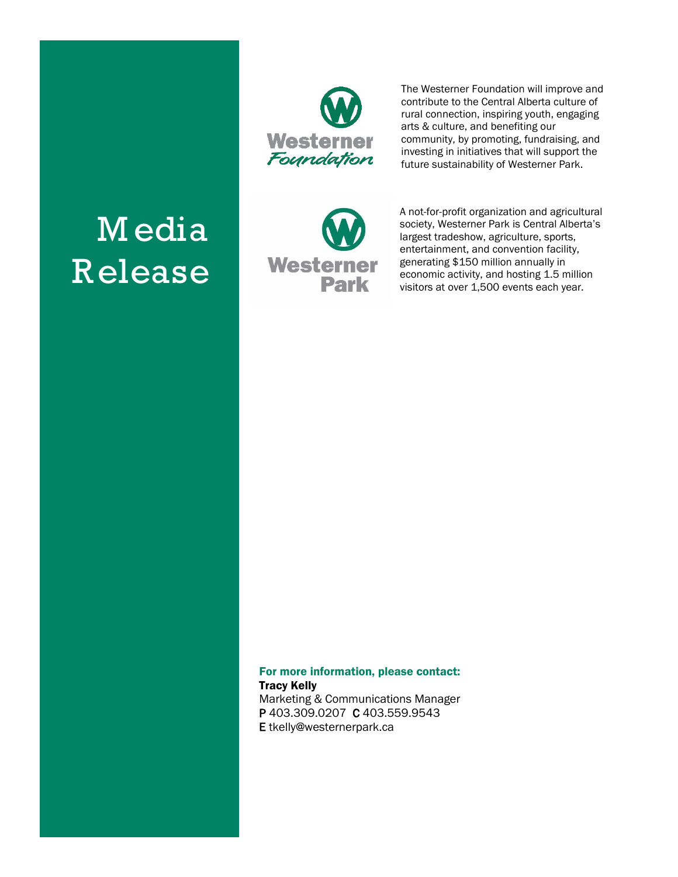# Media Release

Westerner Foundation

The Westerner Foundation will improve and contribute to the Central Alberta culture of rural connection, inspiring youth, engaging arts & culture, and benefiting our community, by promoting, fundraising, and investing in initiatives that will support the future sustainability of Westerner Park.

Westerner Park

A not-for-profit organization and agricultural society, Westerner Park is Central Alberta's largest tradeshow, agriculture, sports, entertainment, and convention facility, generating $150 million annually in economic activity, and hosting 1.5 million visitors at over 1,500 events each year.

**For more information, please contact:**
**Tracy Kelly**
Marketing & Communications Manager
**P** 403.309.0207 **C** 403.559.9543
**E** tkelly@westernerpark.ca